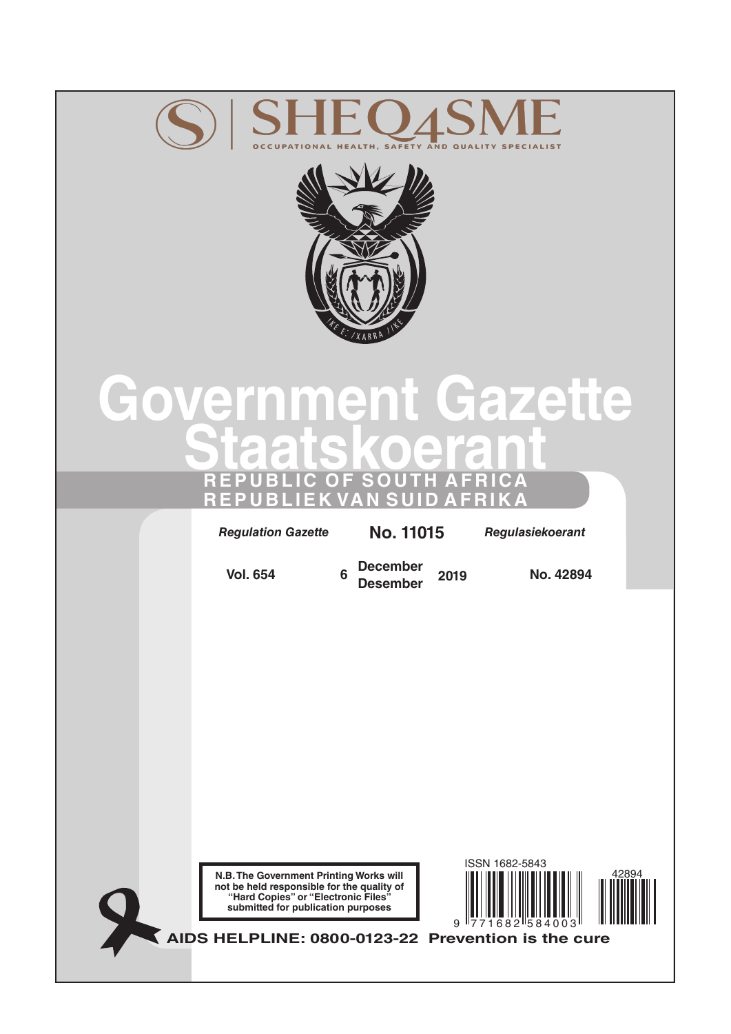SHEQ4SME

OCCUPATIONAL HEALTH, SAFETY AND QUALITY SPECIALIST

# Government Gazette
# Staatskoerant

REPUBLIC OF SOUTH AFRICA
REPUBLIEK VAN SUID AFRIKA

*Regulation Gazette* **No. 11015** *Regulasiekoerant*

**Vol. 654** **6 December / Desember 2019** **No. 42894**

**N.B. The Government Printing Works will not be held responsible for the quality of "Hard Copies" or "Electronic Files" submitted for publication purposes**

ISSN 1682-5843

9 771682 584003

42894

**AIDS HELPLINE: 0800-0123-22 Prevention is the cure**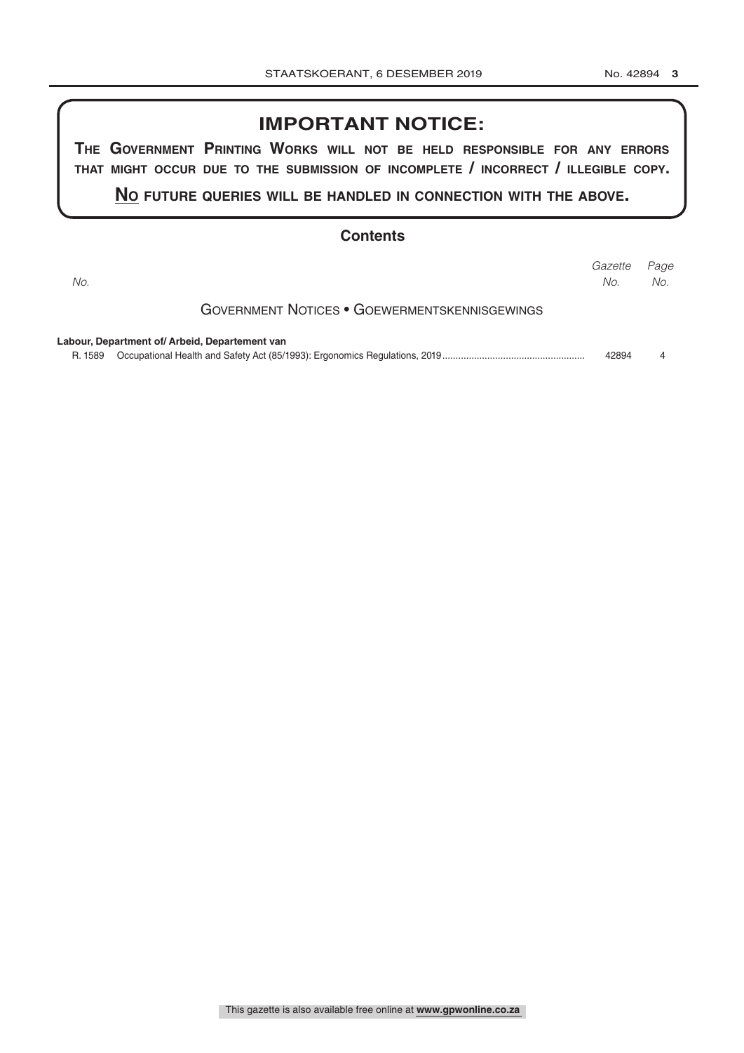## IMPORTANT NOTICE:

**THE GOVERNMENT PRINTING WORKS WILL NOT BE HELD RESPONSIBLE FOR ANY ERRORS THAT MIGHT OCCUR DUE TO THE SUBMISSION OF INCOMPLETE / INCORRECT / ILLEGIBLE COPY.**

**NO FUTURE QUERIES WILL BE HANDLED IN CONNECTION WITH THE ABOVE.**

## Contents

| *No.* | | *Gazette No.* | *Page No.* |
|---|---|---|---|
| | GOVERNMENT NOTICES • GOEWERMENTSKENNISGEWINGS | | |
| | **Labour, Department of/ Arbeid, Departement van** | | |
| R. 1589 | Occupational Health and Safety Act (85/1993): Ergonomics Regulations, 2019 | 42894 | 4 |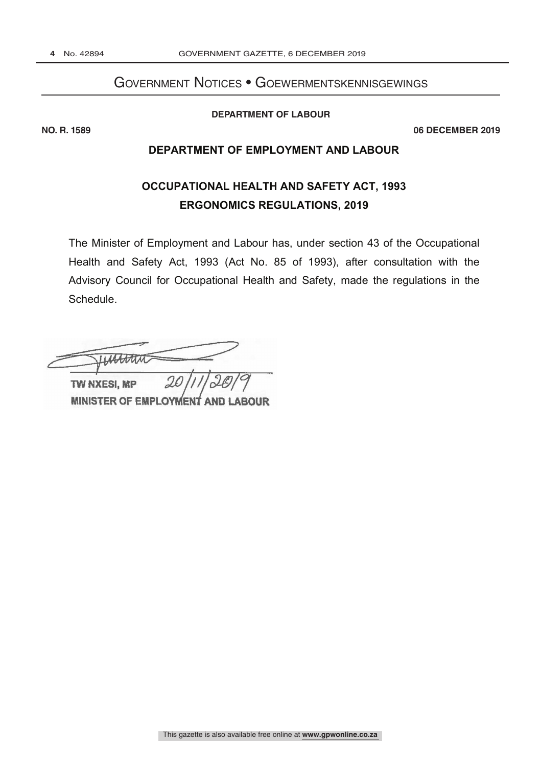# Government Notices • Goewermentskennisgewings

**DEPARTMENT OF LABOUR**

**NO. R. 1589** **06 DECEMBER 2019**

## DEPARTMENT OF EMPLOYMENT AND LABOUR

## OCCUPATIONAL HEALTH AND SAFETY ACT, 1993
## ERGONOMICS REGULATIONS, 2019

The Minister of Employment and Labour has, under section 43 of the Occupational Health and Safety Act, 1993 (Act No. 85 of 1993), after consultation with the Advisory Council for Occupational Health and Safety, made the regulations in the Schedule.

TW NXESI, MP 20/11/2019
MINISTER OF EMPLOYMENT AND LABOUR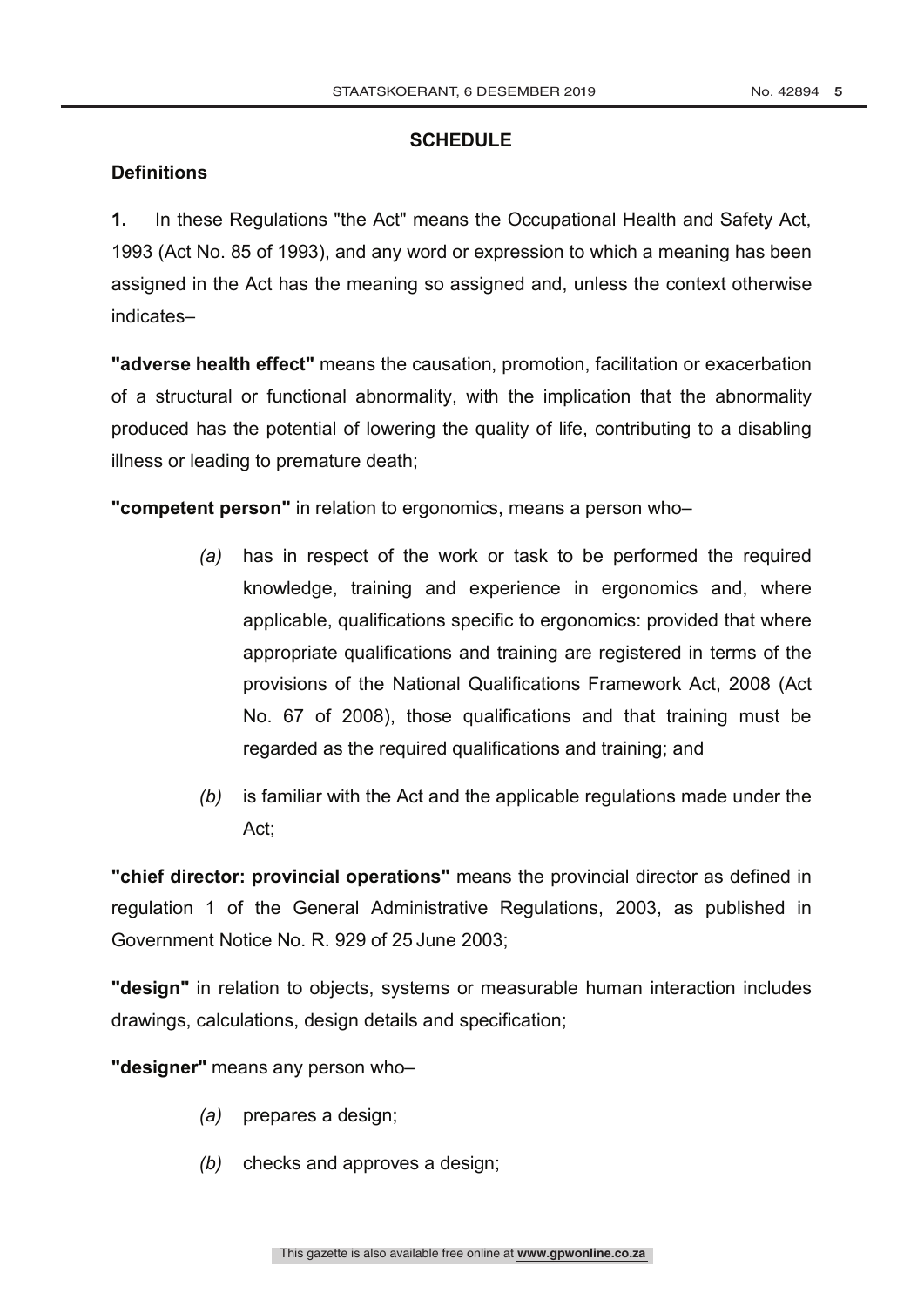## SCHEDULE

### Definitions

**1.** In these Regulations "the Act" means the Occupational Health and Safety Act, 1993 (Act No. 85 of 1993), and any word or expression to which a meaning has been assigned in the Act has the meaning so assigned and, unless the context otherwise indicates–

**"adverse health effect"** means the causation, promotion, facilitation or exacerbation of a structural or functional abnormality, with the implication that the abnormality produced has the potential of lowering the quality of life, contributing to a disabling illness or leading to premature death;

**"competent person"** in relation to ergonomics, means a person who–

*(a)* has in respect of the work or task to be performed the required knowledge, training and experience in ergonomics and, where applicable, qualifications specific to ergonomics: provided that where appropriate qualifications and training are registered in terms of the provisions of the National Qualifications Framework Act, 2008 (Act No. 67 of 2008), those qualifications and that training must be regarded as the required qualifications and training; and

*(b)* is familiar with the Act and the applicable regulations made under the Act;

**"chief director: provincial operations"** means the provincial director as defined in regulation 1 of the General Administrative Regulations, 2003, as published in Government Notice No. R. 929 of 25 June 2003;

**"design"** in relation to objects, systems or measurable human interaction includes drawings, calculations, design details and specification;

**"designer"** means any person who–

*(a)* prepares a design;

*(b)* checks and approves a design;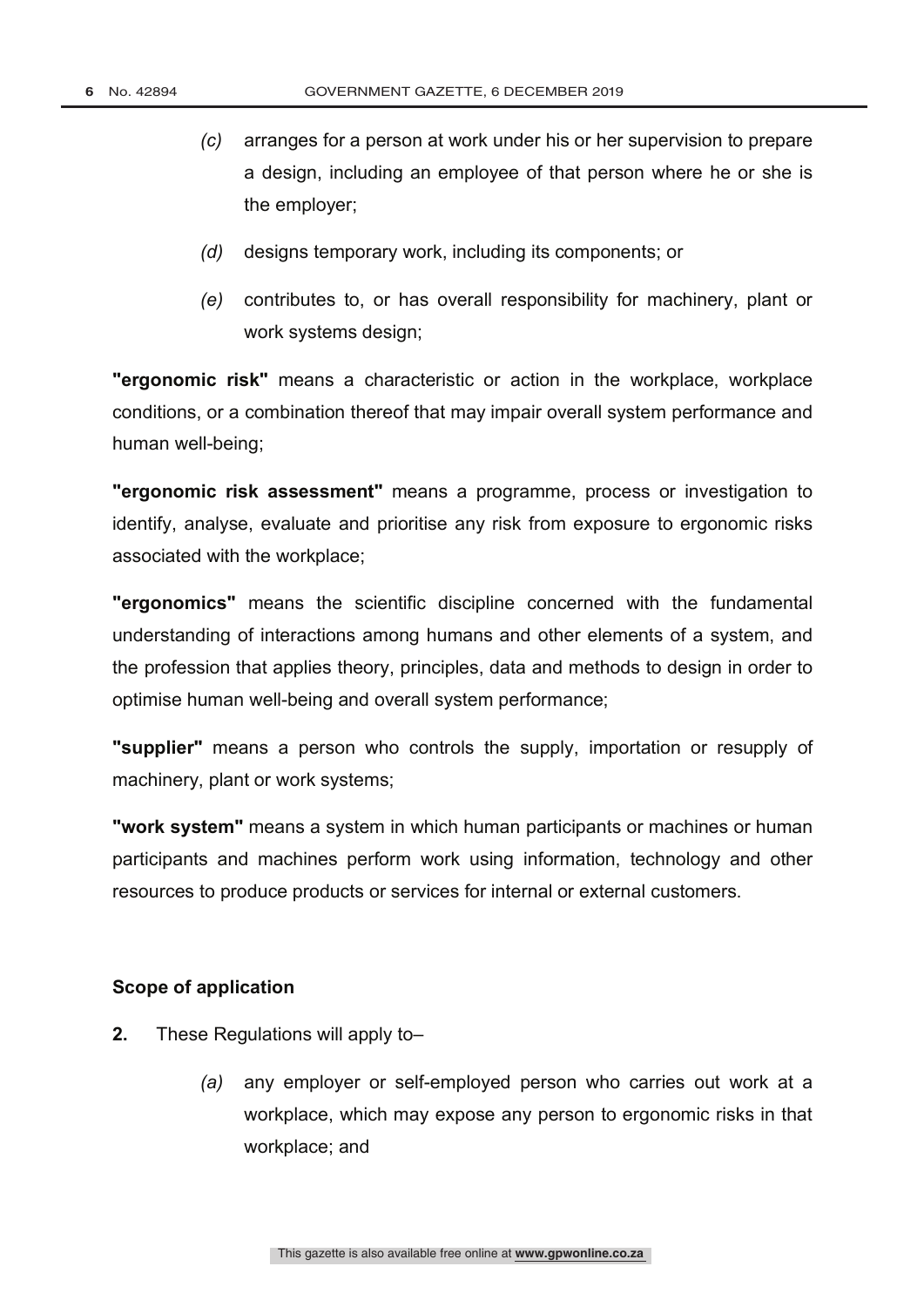*(c)* arranges for a person at work under his or her supervision to prepare a design, including an employee of that person where he or she is the employer;

*(d)* designs temporary work, including its components; or

*(e)* contributes to, or has overall responsibility for machinery, plant or work systems design;

**"ergonomic risk"** means a characteristic or action in the workplace, workplace conditions, or a combination thereof that may impair overall system performance and human well-being;

**"ergonomic risk assessment"** means a programme, process or investigation to identify, analyse, evaluate and prioritise any risk from exposure to ergonomic risks associated with the workplace;

**"ergonomics"** means the scientific discipline concerned with the fundamental understanding of interactions among humans and other elements of a system, and the profession that applies theory, principles, data and methods to design in order to optimise human well-being and overall system performance;

**"supplier"** means a person who controls the supply, importation or resupply of machinery, plant or work systems;

**"work system"** means a system in which human participants or machines or human participants and machines perform work using information, technology and other resources to produce products or services for internal or external customers.

**Scope of application**

**2.** These Regulations will apply to–

*(a)* any employer or self-employed person who carries out work at a workplace, which may expose any person to ergonomic risks in that workplace; and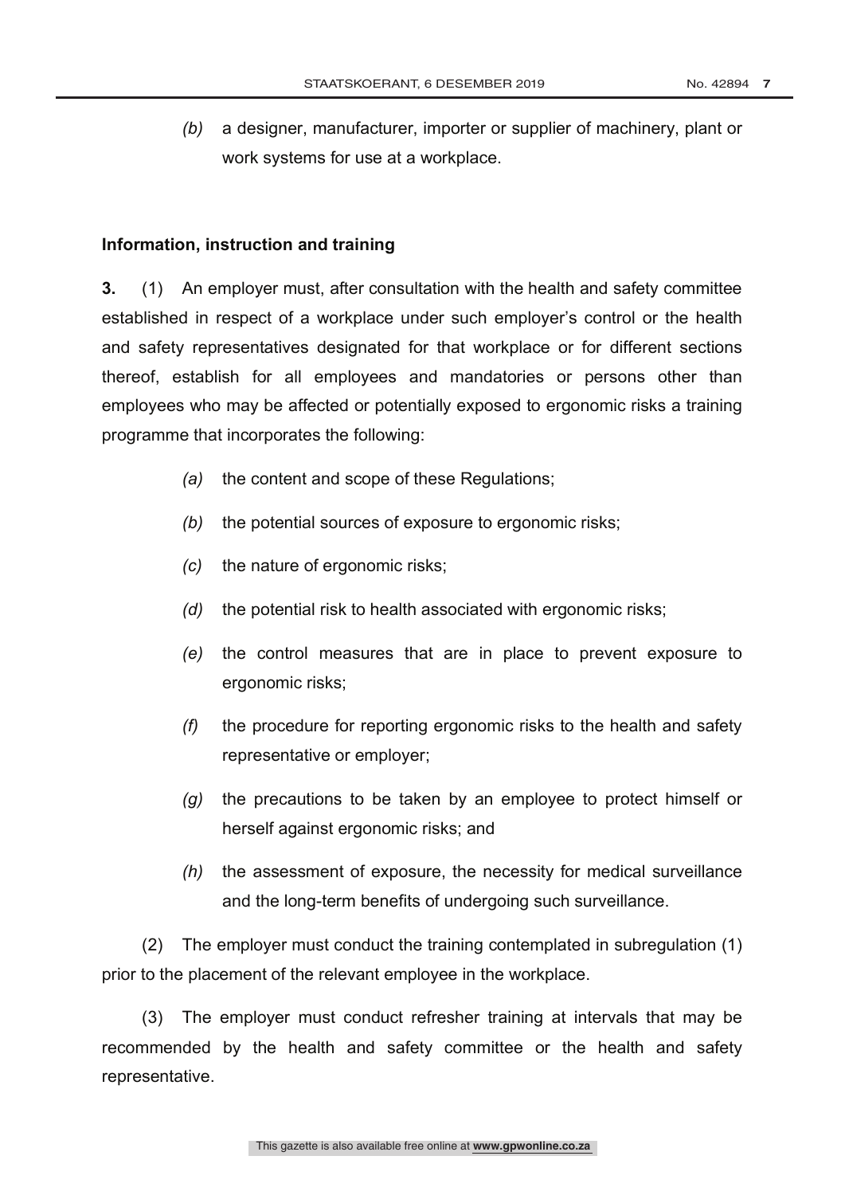*(b)* a designer, manufacturer, importer or supplier of machinery, plant or work systems for use at a workplace.

**Information, instruction and training**

**3.** (1) An employer must, after consultation with the health and safety committee established in respect of a workplace under such employer's control or the health and safety representatives designated for that workplace or for different sections thereof, establish for all employees and mandatories or persons other than employees who may be affected or potentially exposed to ergonomic risks a training programme that incorporates the following:

*(a)* the content and scope of these Regulations;

*(b)* the potential sources of exposure to ergonomic risks;

*(c)* the nature of ergonomic risks;

*(d)* the potential risk to health associated with ergonomic risks;

*(e)* the control measures that are in place to prevent exposure to ergonomic risks;

*(f)* the procedure for reporting ergonomic risks to the health and safety representative or employer;

*(g)* the precautions to be taken by an employee to protect himself or herself against ergonomic risks; and

*(h)* the assessment of exposure, the necessity for medical surveillance and the long-term benefits of undergoing such surveillance.

(2) The employer must conduct the training contemplated in subregulation (1) prior to the placement of the relevant employee in the workplace.

(3) The employer must conduct refresher training at intervals that may be recommended by the health and safety committee or the health and safety representative.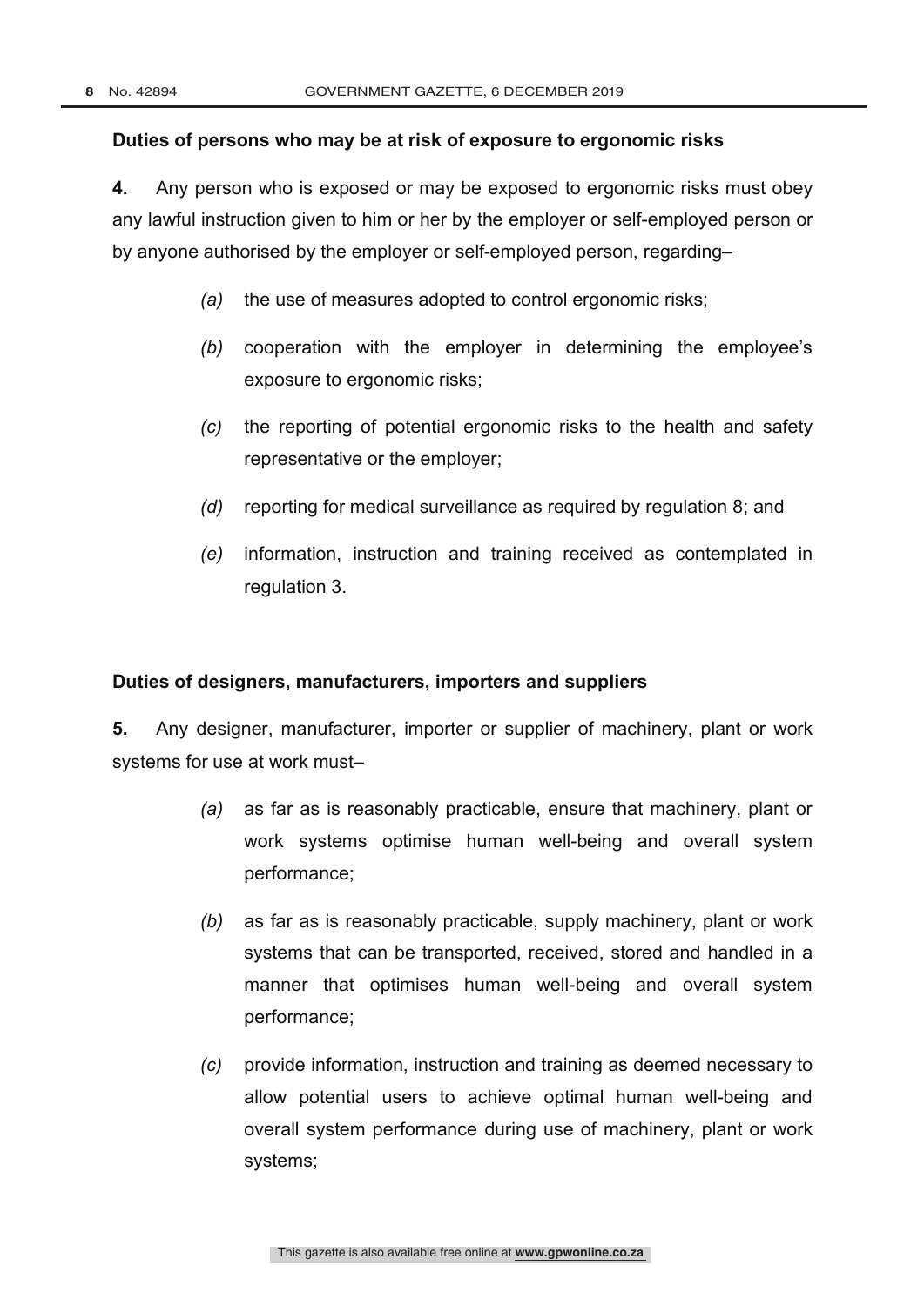**Duties of persons who may be at risk of exposure to ergonomic risks**

**4.** Any person who is exposed or may be exposed to ergonomic risks must obey any lawful instruction given to him or her by the employer or self-employed person or by anyone authorised by the employer or self-employed person, regarding–

*(a)* the use of measures adopted to control ergonomic risks;

*(b)* cooperation with the employer in determining the employee's exposure to ergonomic risks;

*(c)* the reporting of potential ergonomic risks to the health and safety representative or the employer;

*(d)* reporting for medical surveillance as required by regulation 8; and

*(e)* information, instruction and training received as contemplated in regulation 3.

**Duties of designers, manufacturers, importers and suppliers**

**5.** Any designer, manufacturer, importer or supplier of machinery, plant or work systems for use at work must–

*(a)* as far as is reasonably practicable, ensure that machinery, plant or work systems optimise human well-being and overall system performance;

*(b)* as far as is reasonably practicable, supply machinery, plant or work systems that can be transported, received, stored and handled in a manner that optimises human well-being and overall system performance;

*(c)* provide information, instruction and training as deemed necessary to allow potential users to achieve optimal human well-being and overall system performance during use of machinery, plant or work systems;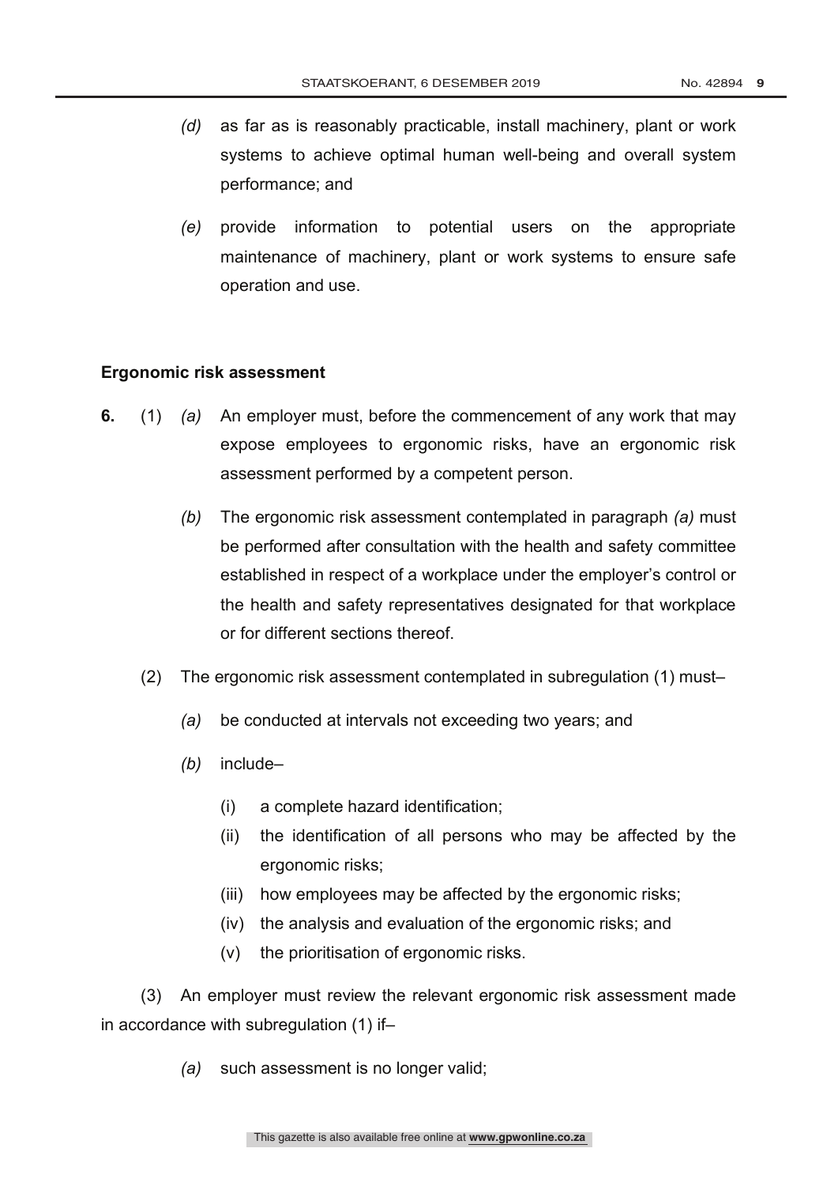*(d)* as far as is reasonably practicable, install machinery, plant or work systems to achieve optimal human well-being and overall system performance; and

*(e)* provide information to potential users on the appropriate maintenance of machinery, plant or work systems to ensure safe operation and use.

**Ergonomic risk assessment**

**6.** (1) *(a)* An employer must, before the commencement of any work that may expose employees to ergonomic risks, have an ergonomic risk assessment performed by a competent person.

*(b)* The ergonomic risk assessment contemplated in paragraph *(a)* must be performed after consultation with the health and safety committee established in respect of a workplace under the employer's control or the health and safety representatives designated for that workplace or for different sections thereof.

(2) The ergonomic risk assessment contemplated in subregulation (1) must–

*(a)* be conducted at intervals not exceeding two years; and

*(b)* include–

(i) a complete hazard identification;

(ii) the identification of all persons who may be affected by the ergonomic risks;

(iii) how employees may be affected by the ergonomic risks;

(iv) the analysis and evaluation of the ergonomic risks; and

(v) the prioritisation of ergonomic risks.

(3) An employer must review the relevant ergonomic risk assessment made in accordance with subregulation (1) if–

*(a)* such assessment is no longer valid;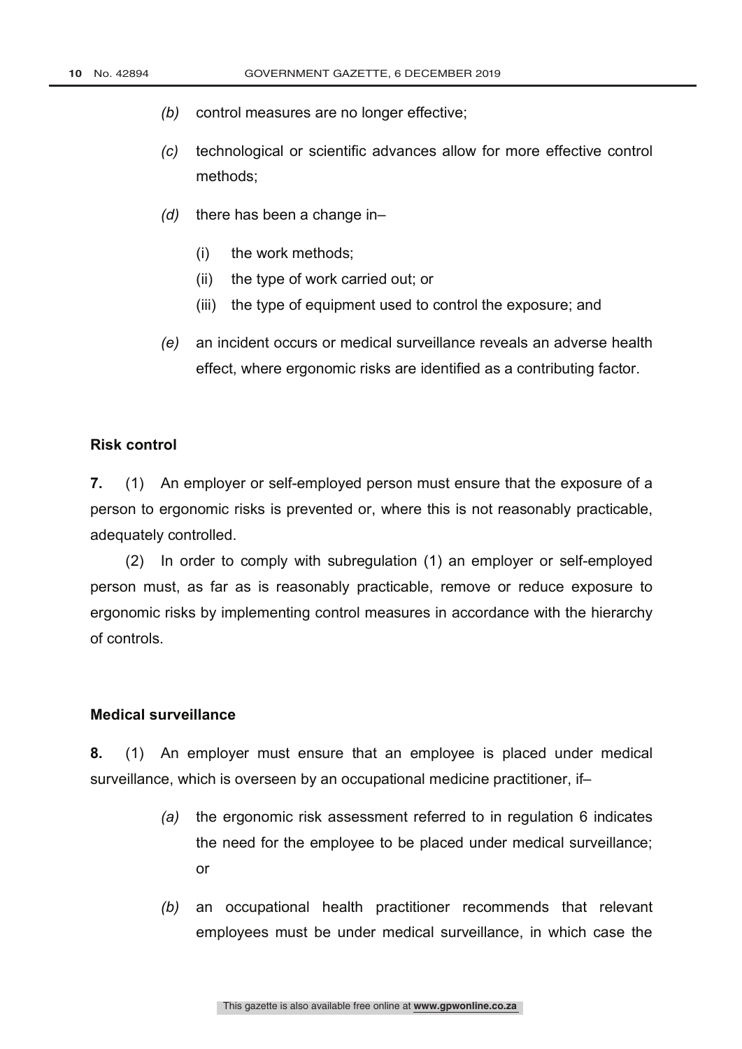*(b)* control measures are no longer effective;

*(c)* technological or scientific advances allow for more effective control methods;

*(d)* there has been a change in–

(i) the work methods;

(ii) the type of work carried out; or

(iii) the type of equipment used to control the exposure; and

*(e)* an incident occurs or medical surveillance reveals an adverse health effect, where ergonomic risks are identified as a contributing factor.

**Risk control**

**7.** (1) An employer or self-employed person must ensure that the exposure of a person to ergonomic risks is prevented or, where this is not reasonably practicable, adequately controlled.

(2) In order to comply with subregulation (1) an employer or self-employed person must, as far as is reasonably practicable, remove or reduce exposure to ergonomic risks by implementing control measures in accordance with the hierarchy of controls.

**Medical surveillance**

**8.** (1) An employer must ensure that an employee is placed under medical surveillance, which is overseen by an occupational medicine practitioner, if–

*(a)* the ergonomic risk assessment referred to in regulation 6 indicates the need for the employee to be placed under medical surveillance; or

*(b)* an occupational health practitioner recommends that relevant employees must be under medical surveillance, in which case the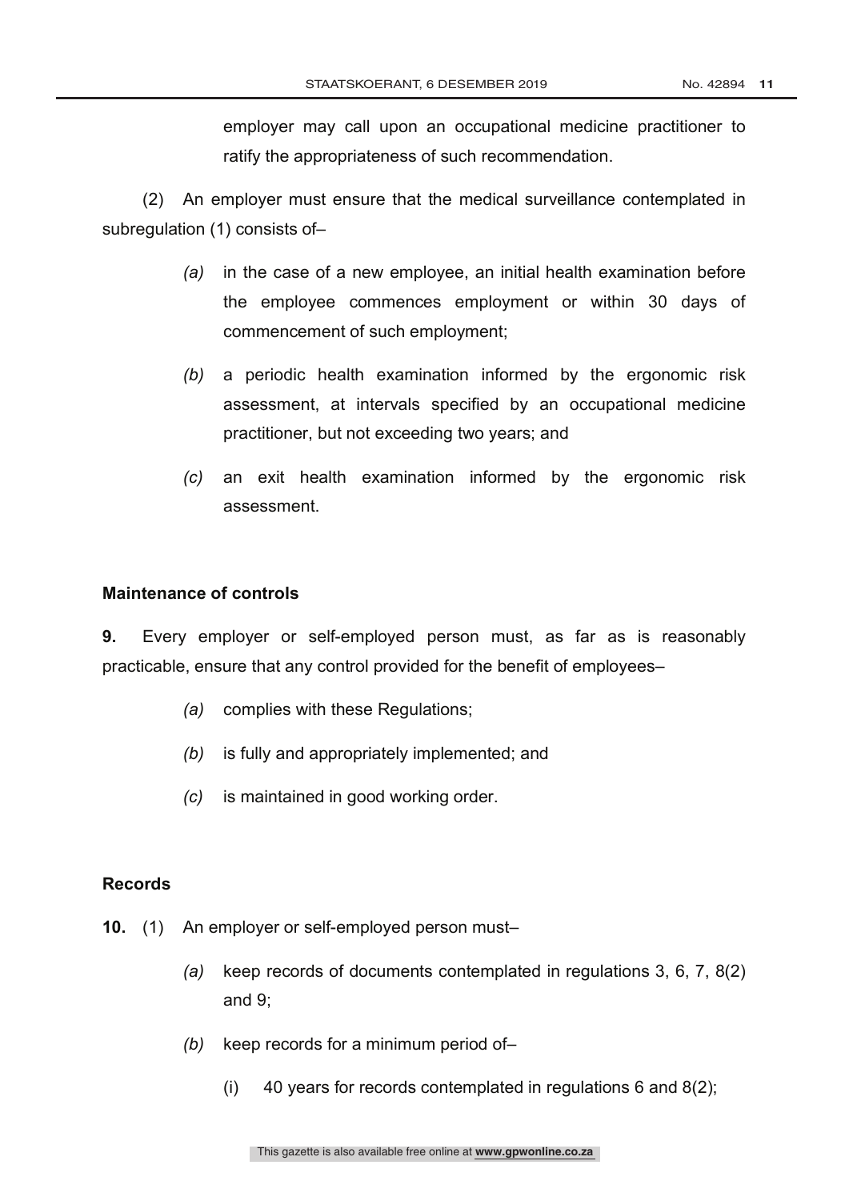employer may call upon an occupational medicine practitioner to ratify the appropriateness of such recommendation.

(2) An employer must ensure that the medical surveillance contemplated in subregulation (1) consists of–

*(a)* in the case of a new employee, an initial health examination before the employee commences employment or within 30 days of commencement of such employment;

*(b)* a periodic health examination informed by the ergonomic risk assessment, at intervals specified by an occupational medicine practitioner, but not exceeding two years; and

*(c)* an exit health examination informed by the ergonomic risk assessment.

**Maintenance of controls**

**9.** Every employer or self-employed person must, as far as is reasonably practicable, ensure that any control provided for the benefit of employees–

*(a)* complies with these Regulations;

*(b)* is fully and appropriately implemented; and

*(c)* is maintained in good working order.

**Records**

**10.** (1) An employer or self-employed person must–

*(a)* keep records of documents contemplated in regulations 3, 6, 7, 8(2) and 9;

*(b)* keep records for a minimum period of–

(i) 40 years for records contemplated in regulations 6 and 8(2);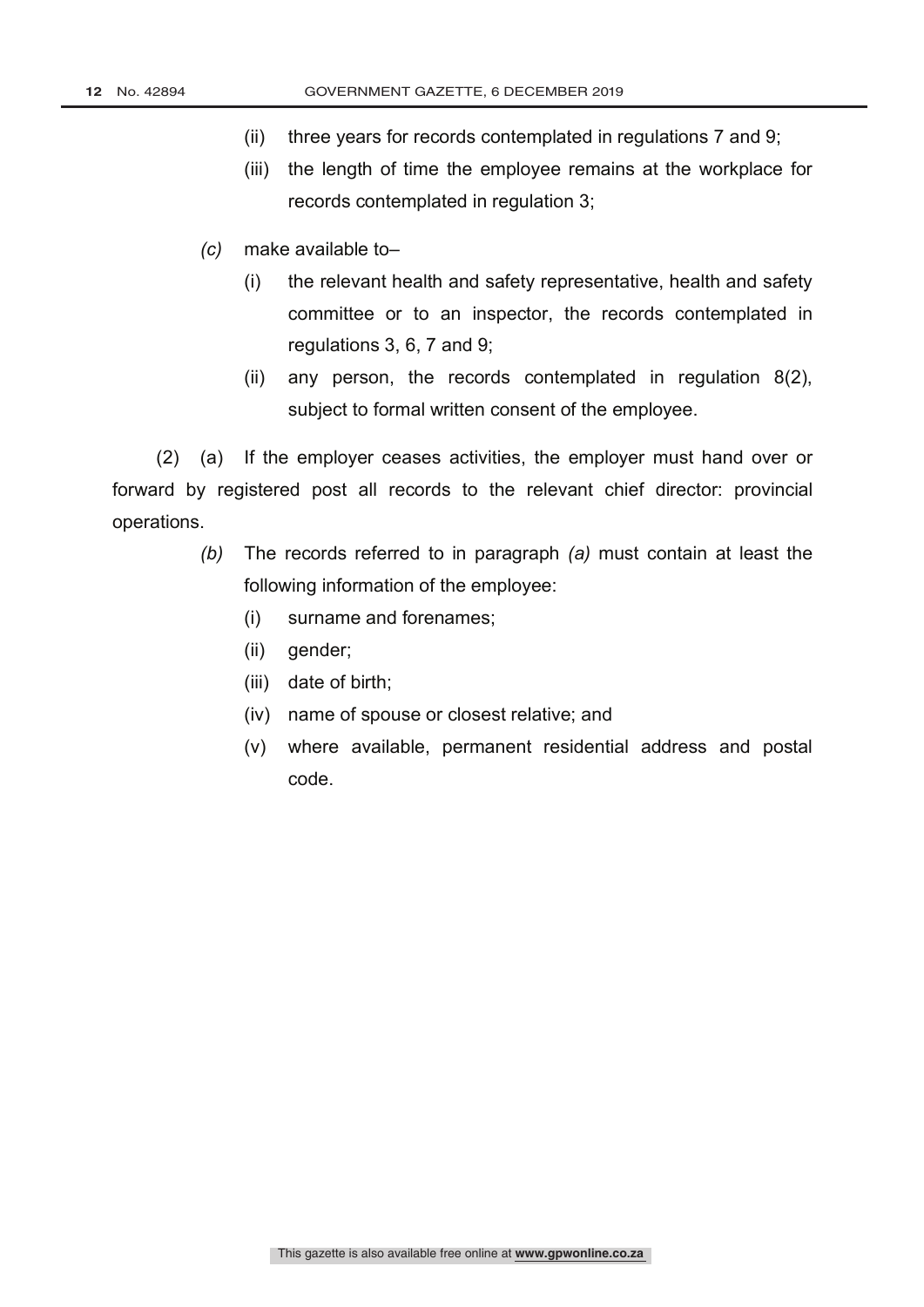(ii) three years for records contemplated in regulations 7 and 9;

(iii) the length of time the employee remains at the workplace for records contemplated in regulation 3;

*(c)* make available to–

(i) the relevant health and safety representative, health and safety committee or to an inspector, the records contemplated in regulations 3, 6, 7 and 9;

(ii) any person, the records contemplated in regulation 8(2), subject to formal written consent of the employee.

(2) (a) If the employer ceases activities, the employer must hand over or forward by registered post all records to the relevant chief director: provincial operations.

*(b)* The records referred to in paragraph *(a)* must contain at least the following information of the employee:

(i) surname and forenames;

(ii) gender;

(iii) date of birth;

(iv) name of spouse or closest relative; and

(v) where available, permanent residential address and postal code.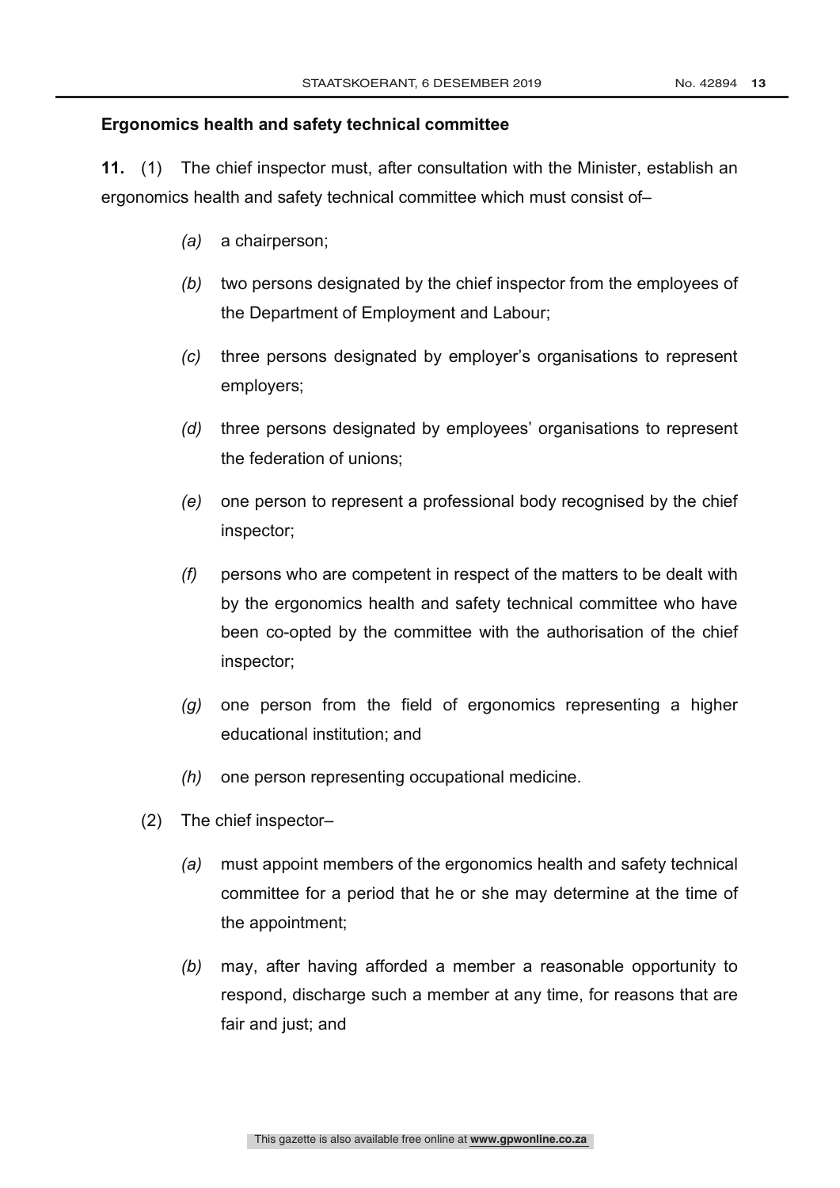**Ergonomics health and safety technical committee**

**11.** (1) The chief inspector must, after consultation with the Minister, establish an ergonomics health and safety technical committee which must consist of–

*(a)* a chairperson;

*(b)* two persons designated by the chief inspector from the employees of the Department of Employment and Labour;

*(c)* three persons designated by employer's organisations to represent employers;

*(d)* three persons designated by employees' organisations to represent the federation of unions;

*(e)* one person to represent a professional body recognised by the chief inspector;

*(f)* persons who are competent in respect of the matters to be dealt with by the ergonomics health and safety technical committee who have been co-opted by the committee with the authorisation of the chief inspector;

*(g)* one person from the field of ergonomics representing a higher educational institution; and

*(h)* one person representing occupational medicine.

(2) The chief inspector–

*(a)* must appoint members of the ergonomics health and safety technical committee for a period that he or she may determine at the time of the appointment;

*(b)* may, after having afforded a member a reasonable opportunity to respond, discharge such a member at any time, for reasons that are fair and just; and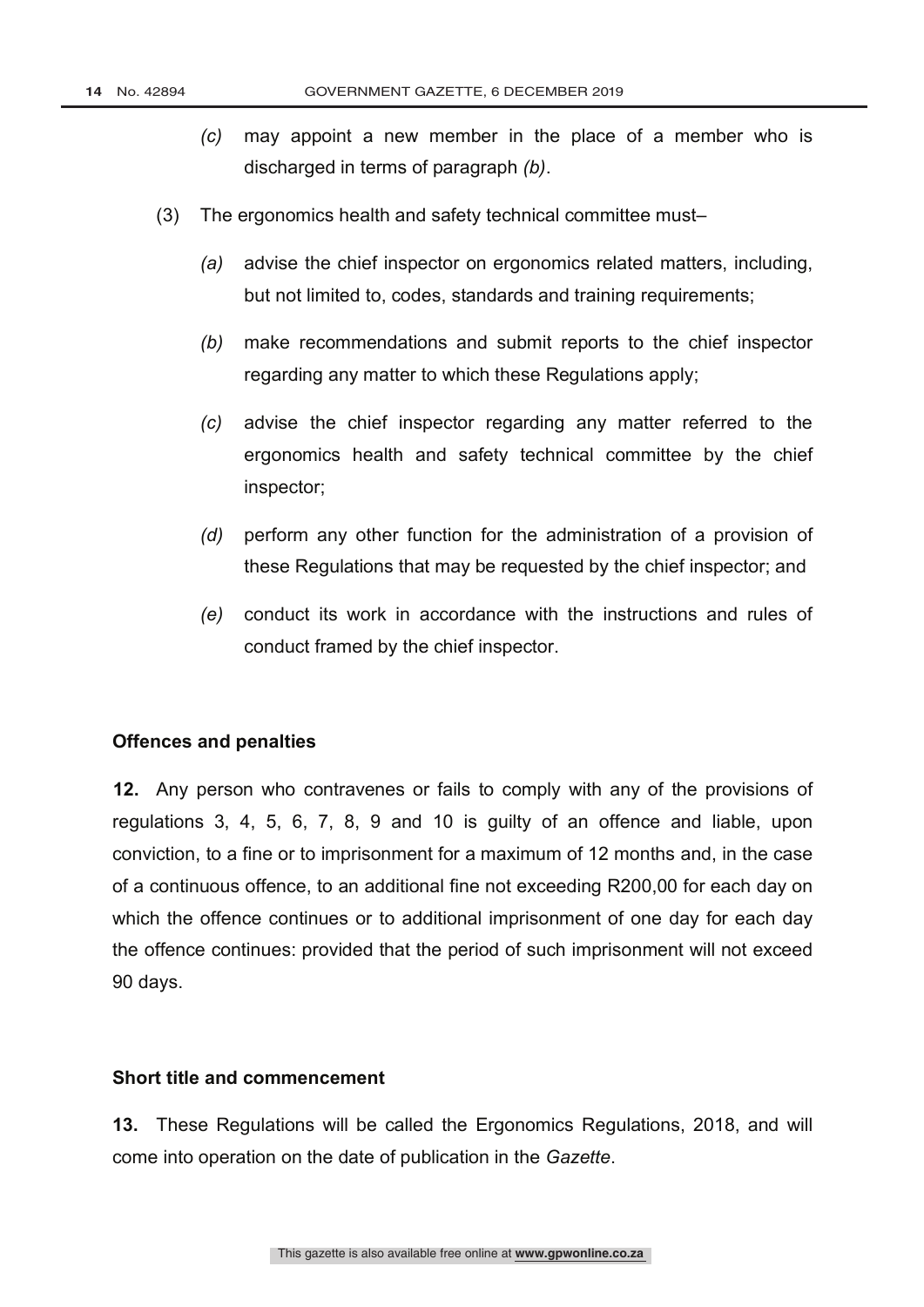*(c)* may appoint a new member in the place of a member who is discharged in terms of paragraph *(b)*.

(3) The ergonomics health and safety technical committee must–

*(a)* advise the chief inspector on ergonomics related matters, including, but not limited to, codes, standards and training requirements;

*(b)* make recommendations and submit reports to the chief inspector regarding any matter to which these Regulations apply;

*(c)* advise the chief inspector regarding any matter referred to the ergonomics health and safety technical committee by the chief inspector;

*(d)* perform any other function for the administration of a provision of these Regulations that may be requested by the chief inspector; and

*(e)* conduct its work in accordance with the instructions and rules of conduct framed by the chief inspector.

**Offences and penalties**

**12.** Any person who contravenes or fails to comply with any of the provisions of regulations 3, 4, 5, 6, 7, 8, 9 and 10 is guilty of an offence and liable, upon conviction, to a fine or to imprisonment for a maximum of 12 months and, in the case of a continuous offence, to an additional fine not exceeding R200,00 for each day on which the offence continues or to additional imprisonment of one day for each day the offence continues: provided that the period of such imprisonment will not exceed 90 days.

**Short title and commencement**

**13.** These Regulations will be called the Ergonomics Regulations, 2018, and will come into operation on the date of publication in the *Gazette*.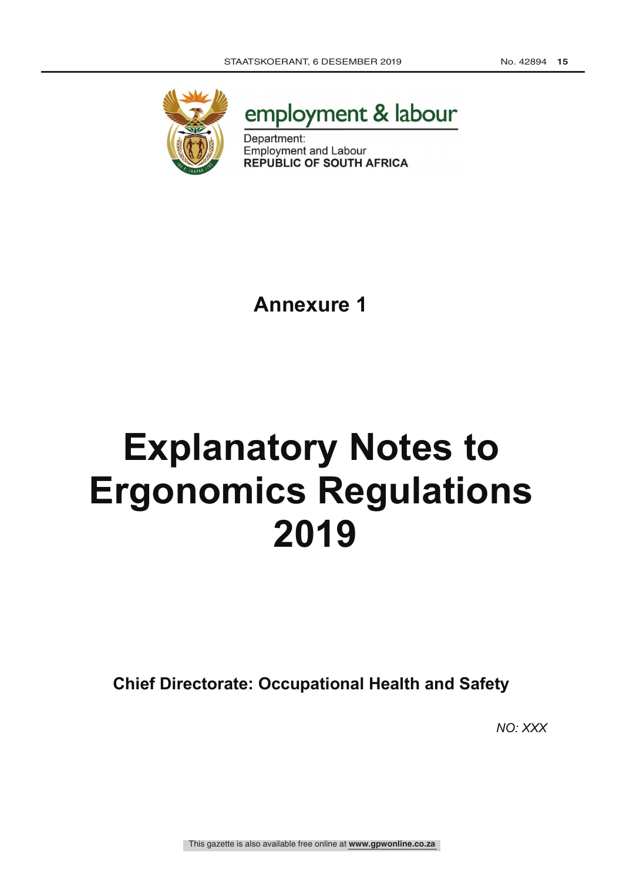employment & labour

Department:
Employment and Labour
**REPUBLIC OF SOUTH AFRICA**

## Annexure 1

# Explanatory Notes to Ergonomics Regulations 2019

**Chief Directorate: Occupational Health and Safety**

*NO: XXX*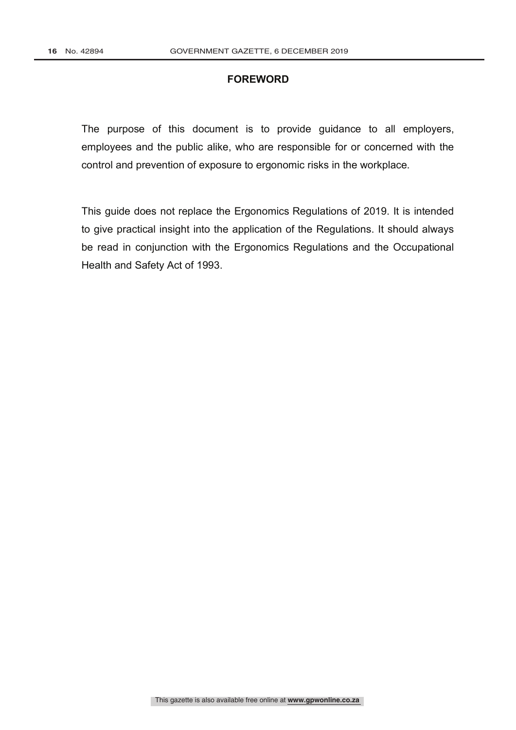## FOREWORD

The purpose of this document is to provide guidance to all employers, employees and the public alike, who are responsible for or concerned with the control and prevention of exposure to ergonomic risks in the workplace.

This guide does not replace the Ergonomics Regulations of 2019. It is intended to give practical insight into the application of the Regulations. It should always be read in conjunction with the Ergonomics Regulations and the Occupational Health and Safety Act of 1993.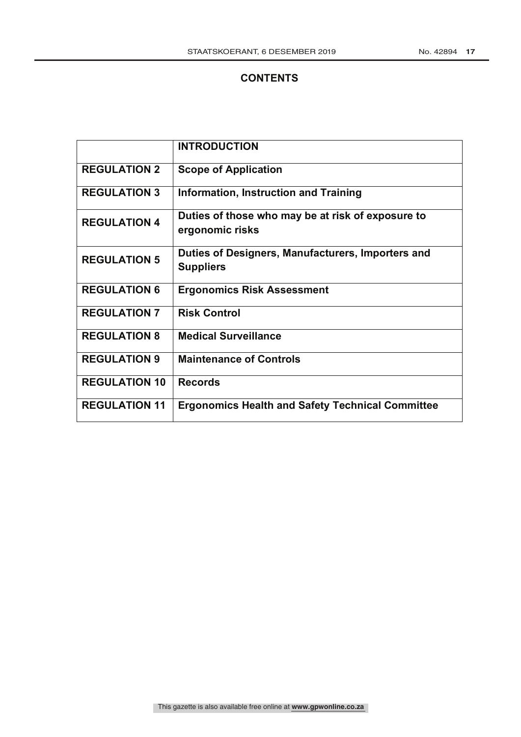## CONTENTS

| | |
|---|---|
| | **INTRODUCTION** |
| **REGULATION 2** | **Scope of Application** |
| **REGULATION 3** | **Information, Instruction and Training** |
| **REGULATION 4** | **Duties of those who may be at risk of exposure to ergonomic risks** |
| **REGULATION 5** | **Duties of Designers, Manufacturers, Importers and Suppliers** |
| **REGULATION 6** | **Ergonomics Risk Assessment** |
| **REGULATION 7** | **Risk Control** |
| **REGULATION 8** | **Medical Surveillance** |
| **REGULATION 9** | **Maintenance of Controls** |
| **REGULATION 10** | **Records** |
| **REGULATION 11** | **Ergonomics Health and Safety Technical Committee** |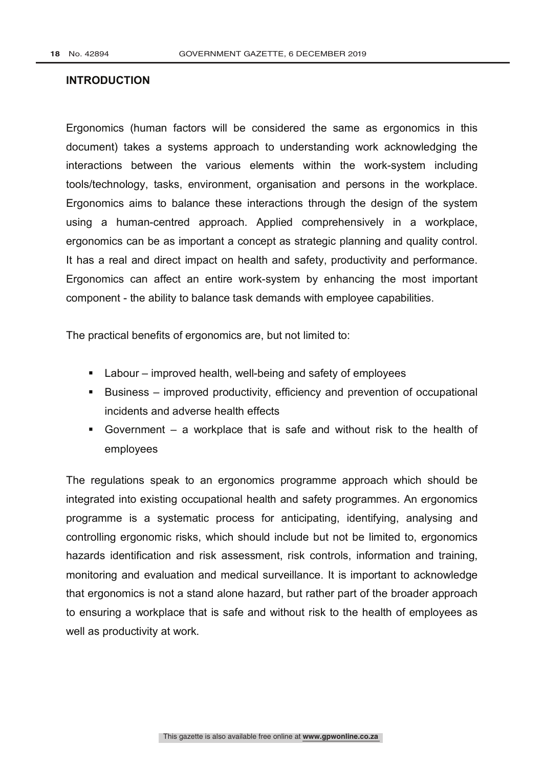## INTRODUCTION

Ergonomics (human factors will be considered the same as ergonomics in this document) takes a systems approach to understanding work acknowledging the interactions between the various elements within the work-system including tools/technology, tasks, environment, organisation and persons in the workplace. Ergonomics aims to balance these interactions through the design of the system using a human-centred approach. Applied comprehensively in a workplace, ergonomics can be as important a concept as strategic planning and quality control. It has a real and direct impact on health and safety, productivity and performance. Ergonomics can affect an entire work-system by enhancing the most important component - the ability to balance task demands with employee capabilities.

The practical benefits of ergonomics are, but not limited to:

- Labour – improved health, well-being and safety of employees
- Business – improved productivity, efficiency and prevention of occupational incidents and adverse health effects
- Government – a workplace that is safe and without risk to the health of employees

The regulations speak to an ergonomics programme approach which should be integrated into existing occupational health and safety programmes. An ergonomics programme is a systematic process for anticipating, identifying, analysing and controlling ergonomic risks, which should include but not be limited to, ergonomics hazards identification and risk assessment, risk controls, information and training, monitoring and evaluation and medical surveillance. It is important to acknowledge that ergonomics is not a stand alone hazard, but rather part of the broader approach to ensuring a workplace that is safe and without risk to the health of employees as well as productivity at work.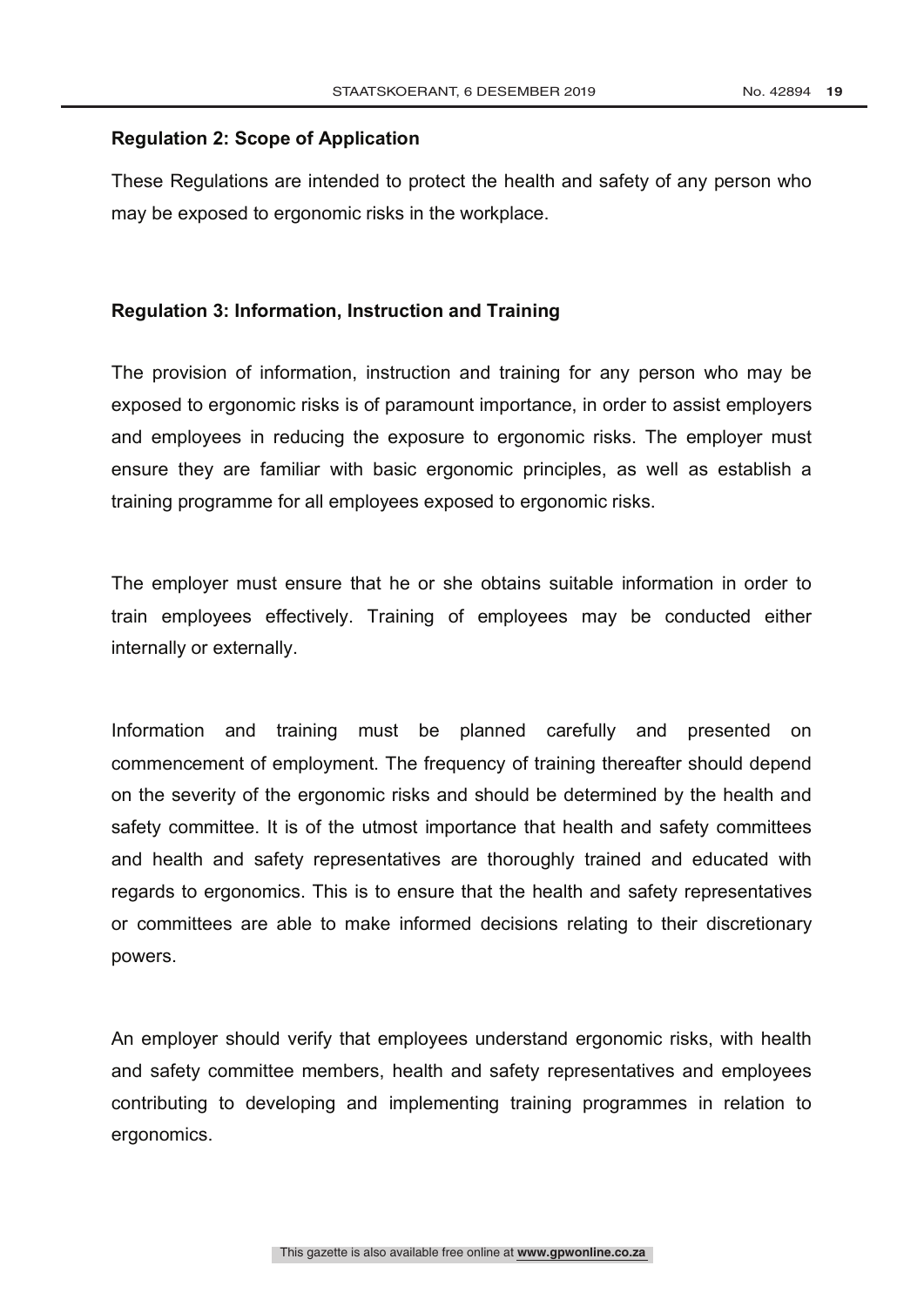**Regulation 2: Scope of Application**

These Regulations are intended to protect the health and safety of any person who may be exposed to ergonomic risks in the workplace.

**Regulation 3: Information, Instruction and Training**

The provision of information, instruction and training for any person who may be exposed to ergonomic risks is of paramount importance, in order to assist employers and employees in reducing the exposure to ergonomic risks. The employer must ensure they are familiar with basic ergonomic principles, as well as establish a training programme for all employees exposed to ergonomic risks.

The employer must ensure that he or she obtains suitable information in order to train employees effectively. Training of employees may be conducted either internally or externally.

Information and training must be planned carefully and presented on commencement of employment. The frequency of training thereafter should depend on the severity of the ergonomic risks and should be determined by the health and safety committee. It is of the utmost importance that health and safety committees and health and safety representatives are thoroughly trained and educated with regards to ergonomics. This is to ensure that the health and safety representatives or committees are able to make informed decisions relating to their discretionary powers.

An employer should verify that employees understand ergonomic risks, with health and safety committee members, health and safety representatives and employees contributing to developing and implementing training programmes in relation to ergonomics.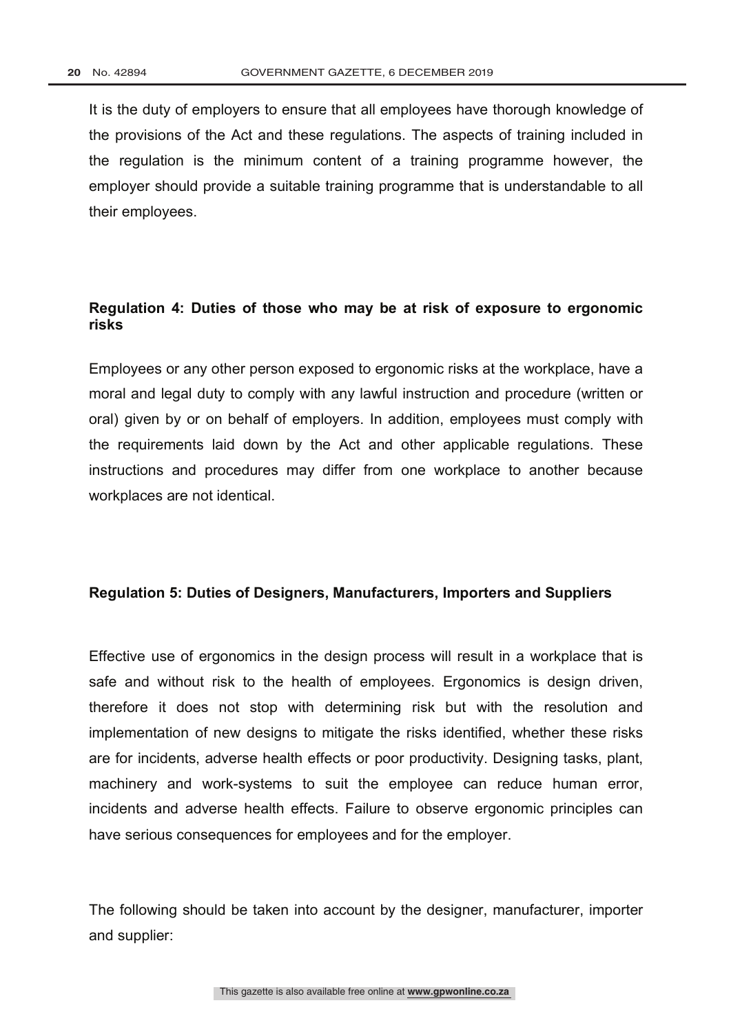It is the duty of employers to ensure that all employees have thorough knowledge of the provisions of the Act and these regulations. The aspects of training included in the regulation is the minimum content of a training programme however, the employer should provide a suitable training programme that is understandable to all their employees.

**Regulation 4: Duties of those who may be at risk of exposure to ergonomic risks**

Employees or any other person exposed to ergonomic risks at the workplace, have a moral and legal duty to comply with any lawful instruction and procedure (written or oral) given by or on behalf of employers. In addition, employees must comply with the requirements laid down by the Act and other applicable regulations. These instructions and procedures may differ from one workplace to another because workplaces are not identical.

**Regulation 5: Duties of Designers, Manufacturers, Importers and Suppliers**

Effective use of ergonomics in the design process will result in a workplace that is safe and without risk to the health of employees. Ergonomics is design driven, therefore it does not stop with determining risk but with the resolution and implementation of new designs to mitigate the risks identified, whether these risks are for incidents, adverse health effects or poor productivity. Designing tasks, plant, machinery and work-systems to suit the employee can reduce human error, incidents and adverse health effects. Failure to observe ergonomic principles can have serious consequences for employees and for the employer.

The following should be taken into account by the designer, manufacturer, importer and supplier: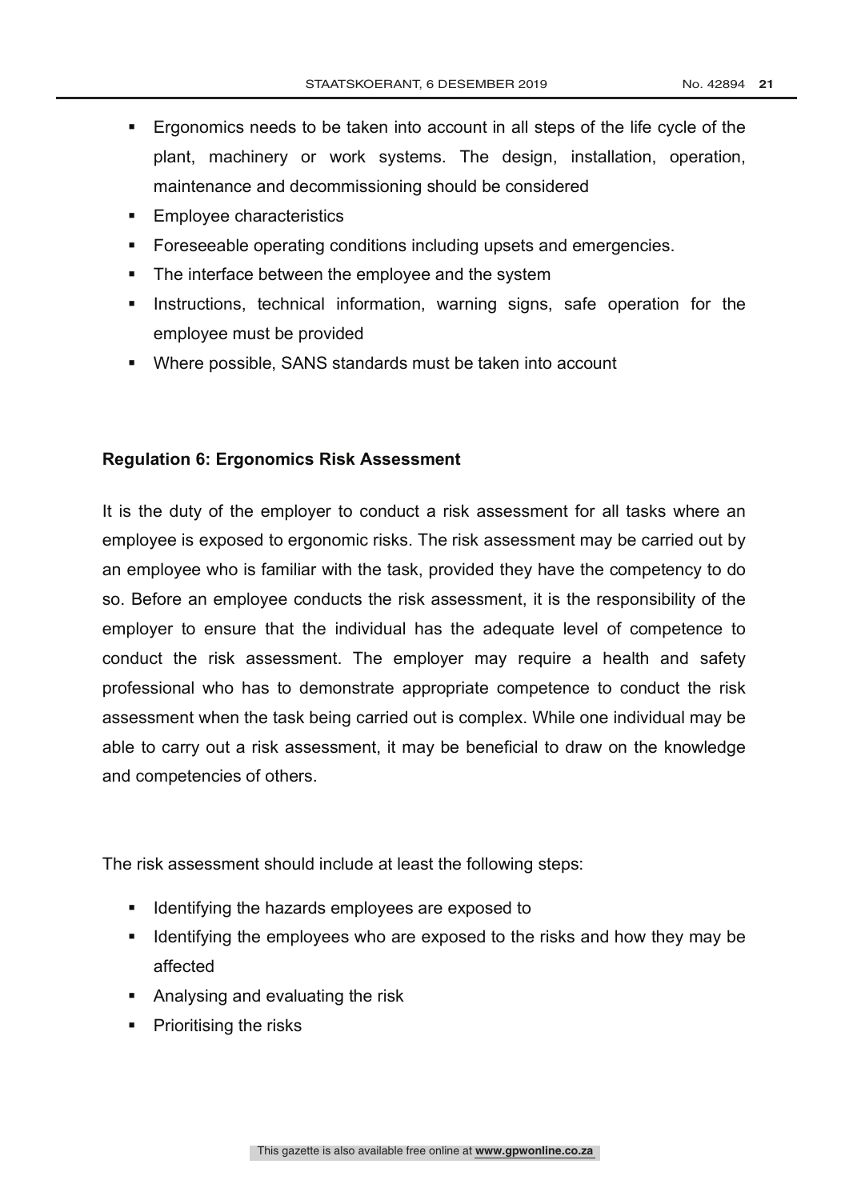- Ergonomics needs to be taken into account in all steps of the life cycle of the plant, machinery or work systems. The design, installation, operation, maintenance and decommissioning should be considered
- Employee characteristics
- Foreseeable operating conditions including upsets and emergencies.
- The interface between the employee and the system
- Instructions, technical information, warning signs, safe operation for the employee must be provided
- Where possible, SANS standards must be taken into account

**Regulation 6: Ergonomics Risk Assessment**

It is the duty of the employer to conduct a risk assessment for all tasks where an employee is exposed to ergonomic risks. The risk assessment may be carried out by an employee who is familiar with the task, provided they have the competency to do so. Before an employee conducts the risk assessment, it is the responsibility of the employer to ensure that the individual has the adequate level of competence to conduct the risk assessment. The employer may require a health and safety professional who has to demonstrate appropriate competence to conduct the risk assessment when the task being carried out is complex. While one individual may be able to carry out a risk assessment, it may be beneficial to draw on the knowledge and competencies of others.

The risk assessment should include at least the following steps:

- Identifying the hazards employees are exposed to
- Identifying the employees who are exposed to the risks and how they may be affected
- Analysing and evaluating the risk
- Prioritising the risks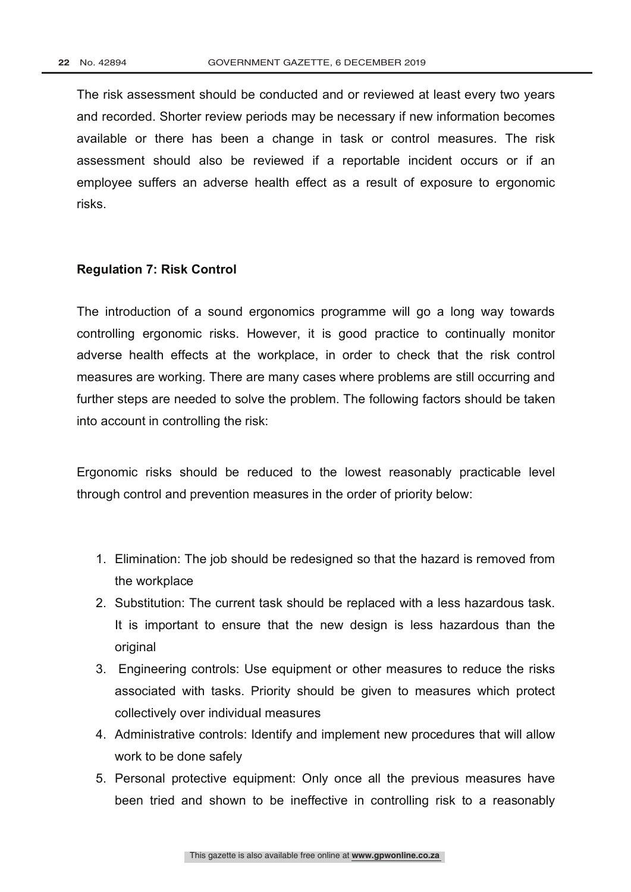The risk assessment should be conducted and or reviewed at least every two years and recorded. Shorter review periods may be necessary if new information becomes available or there has been a change in task or control measures. The risk assessment should also be reviewed if a reportable incident occurs or if an employee suffers an adverse health effect as a result of exposure to ergonomic risks.

**Regulation 7: Risk Control**

The introduction of a sound ergonomics programme will go a long way towards controlling ergonomic risks. However, it is good practice to continually monitor adverse health effects at the workplace, in order to check that the risk control measures are working. There are many cases where problems are still occurring and further steps are needed to solve the problem. The following factors should be taken into account in controlling the risk:

Ergonomic risks should be reduced to the lowest reasonably practicable level through control and prevention measures in the order of priority below:

1. Elimination: The job should be redesigned so that the hazard is removed from the workplace
2. Substitution: The current task should be replaced with a less hazardous task. It is important to ensure that the new design is less hazardous than the original
3. Engineering controls: Use equipment or other measures to reduce the risks associated with tasks. Priority should be given to measures which protect collectively over individual measures
4. Administrative controls: Identify and implement new procedures that will allow work to be done safely
5. Personal protective equipment: Only once all the previous measures have been tried and shown to be ineffective in controlling risk to a reasonably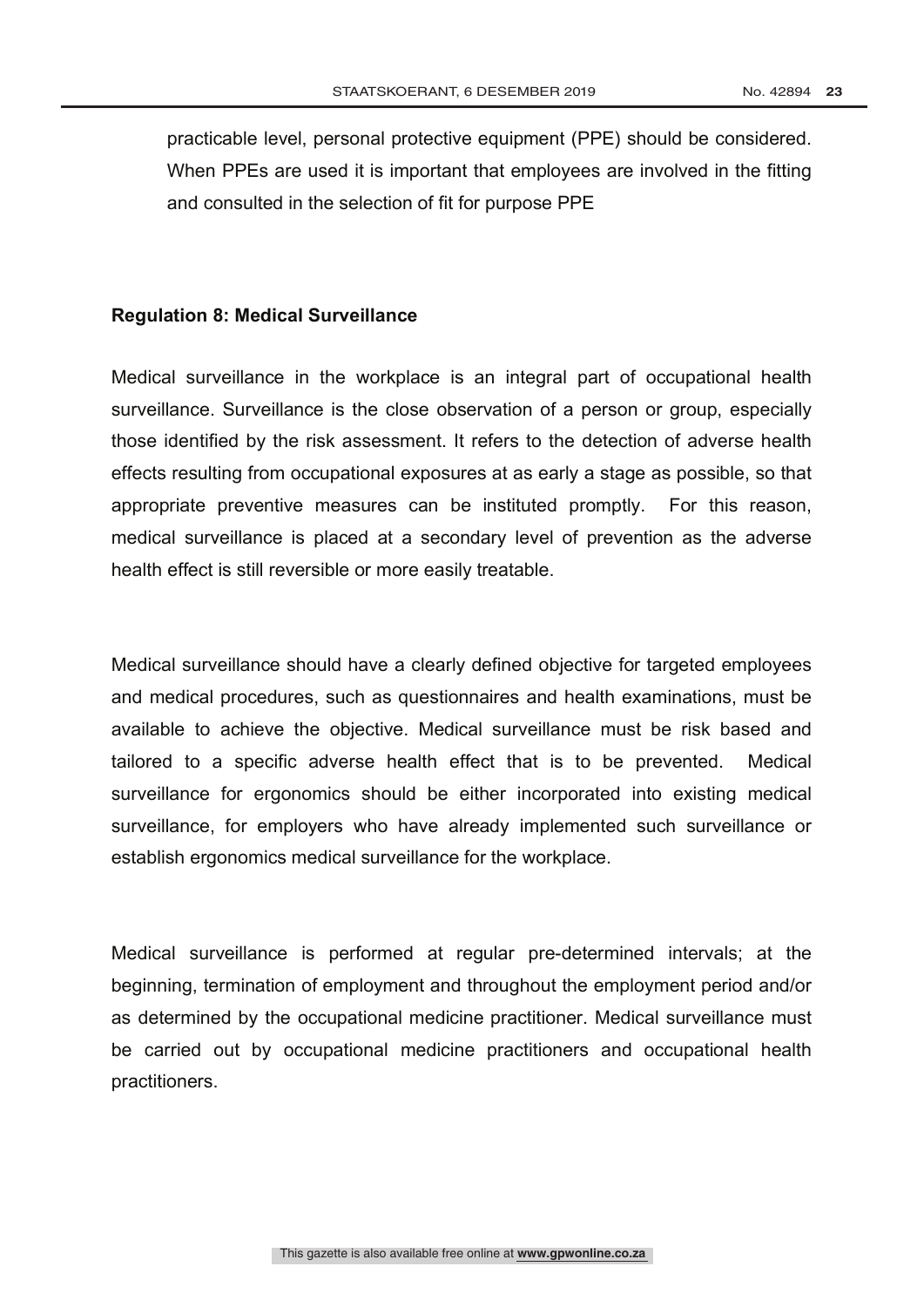practicable level, personal protective equipment (PPE) should be considered. When PPEs are used it is important that employees are involved in the fitting and consulted in the selection of fit for purpose PPE

**Regulation 8: Medical Surveillance**

Medical surveillance in the workplace is an integral part of occupational health surveillance. Surveillance is the close observation of a person or group, especially those identified by the risk assessment. It refers to the detection of adverse health effects resulting from occupational exposures at as early a stage as possible, so that appropriate preventive measures can be instituted promptly. For this reason, medical surveillance is placed at a secondary level of prevention as the adverse health effect is still reversible or more easily treatable.

Medical surveillance should have a clearly defined objective for targeted employees and medical procedures, such as questionnaires and health examinations, must be available to achieve the objective. Medical surveillance must be risk based and tailored to a specific adverse health effect that is to be prevented. Medical surveillance for ergonomics should be either incorporated into existing medical surveillance, for employers who have already implemented such surveillance or establish ergonomics medical surveillance for the workplace.

Medical surveillance is performed at regular pre-determined intervals; at the beginning, termination of employment and throughout the employment period and/or as determined by the occupational medicine practitioner. Medical surveillance must be carried out by occupational medicine practitioners and occupational health practitioners.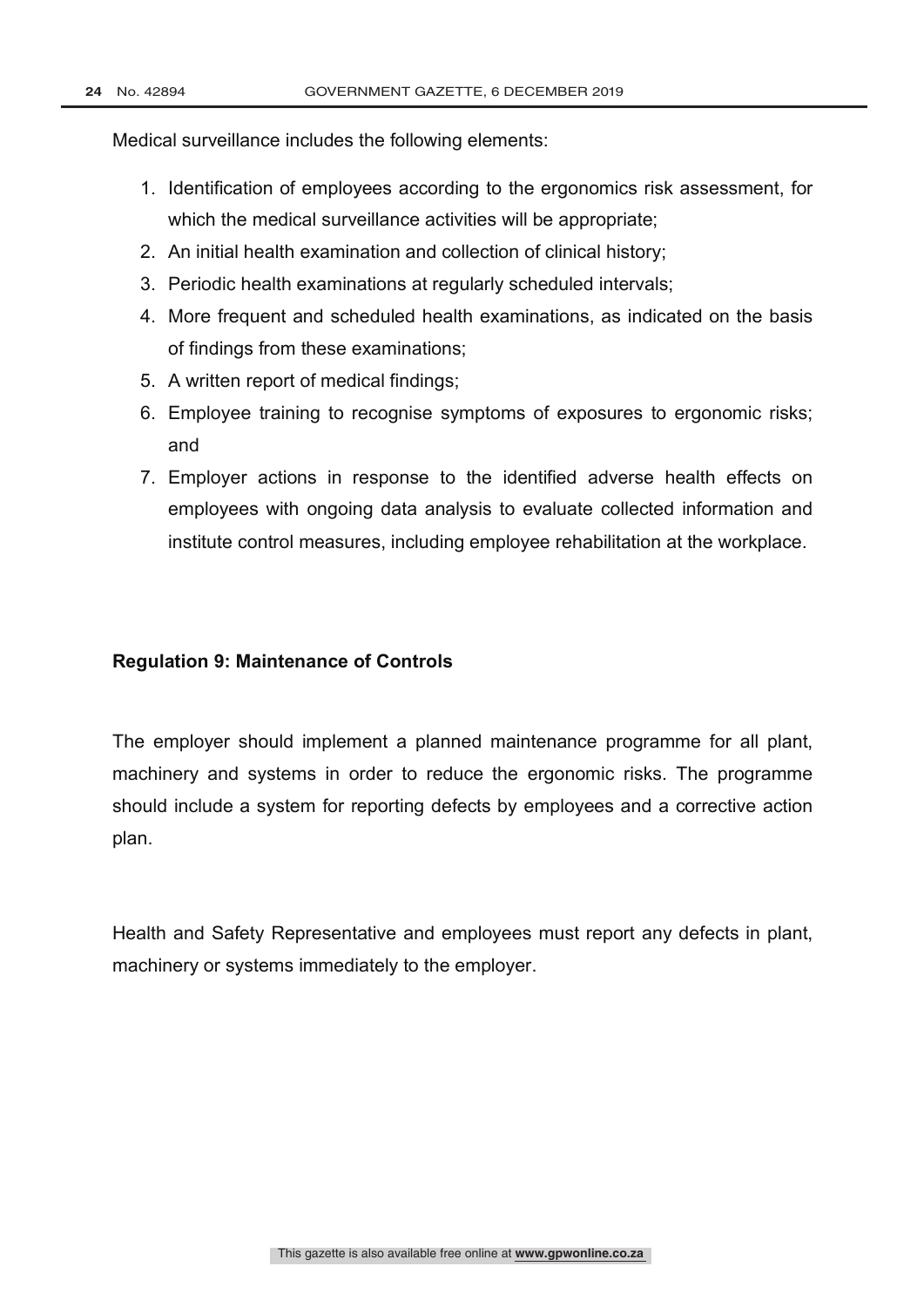Medical surveillance includes the following elements:

1. Identification of employees according to the ergonomics risk assessment, for which the medical surveillance activities will be appropriate;
2. An initial health examination and collection of clinical history;
3. Periodic health examinations at regularly scheduled intervals;
4. More frequent and scheduled health examinations, as indicated on the basis of findings from these examinations;
5. A written report of medical findings;
6. Employee training to recognise symptoms of exposures to ergonomic risks; and
7. Employer actions in response to the identified adverse health effects on employees with ongoing data analysis to evaluate collected information and institute control measures, including employee rehabilitation at the workplace.

**Regulation 9: Maintenance of Controls**

The employer should implement a planned maintenance programme for all plant, machinery and systems in order to reduce the ergonomic risks. The programme should include a system for reporting defects by employees and a corrective action plan.

Health and Safety Representative and employees must report any defects in plant, machinery or systems immediately to the employer.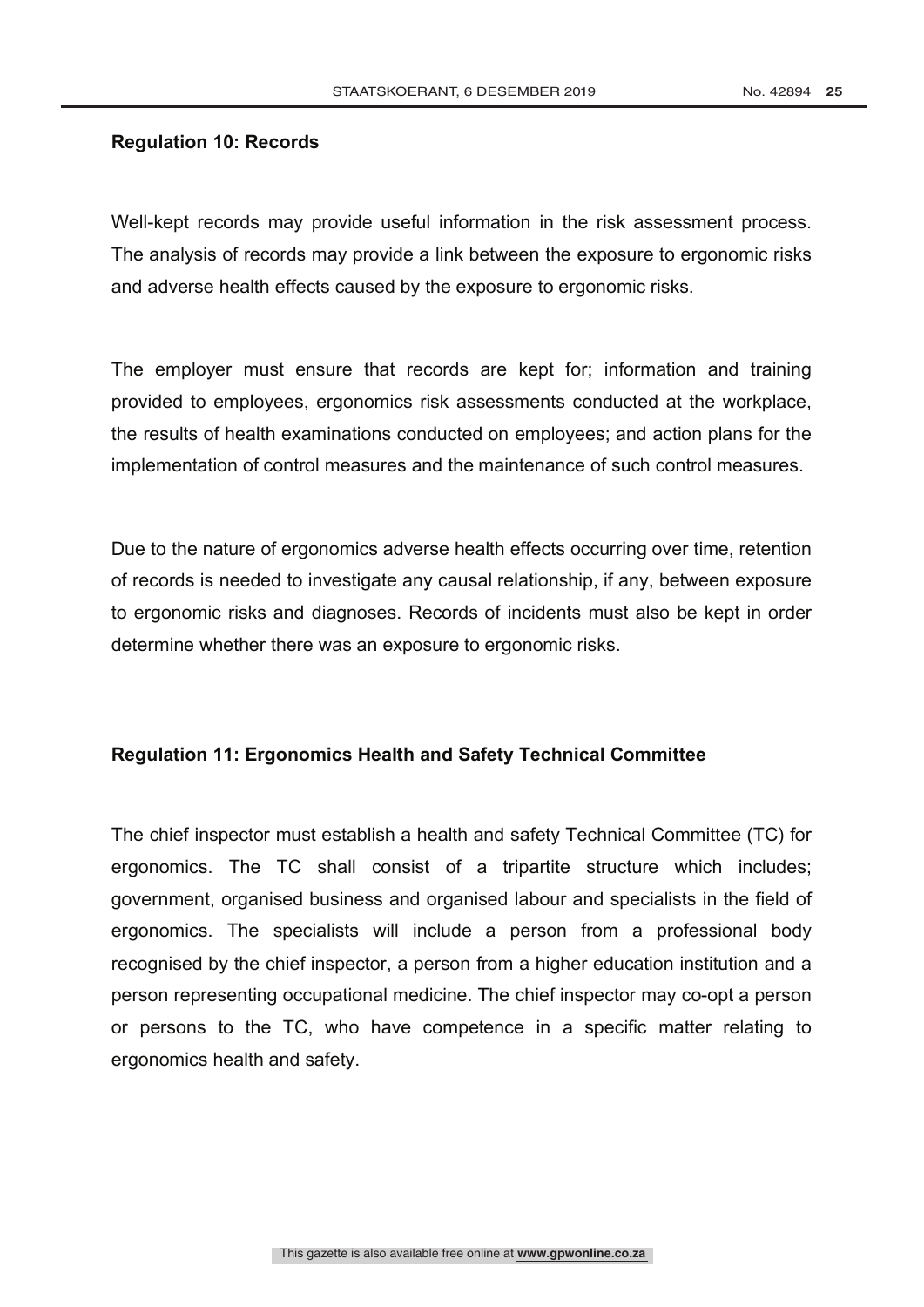**Regulation 10: Records**

Well-kept records may provide useful information in the risk assessment process. The analysis of records may provide a link between the exposure to ergonomic risks and adverse health effects caused by the exposure to ergonomic risks.

The employer must ensure that records are kept for; information and training provided to employees, ergonomics risk assessments conducted at the workplace, the results of health examinations conducted on employees; and action plans for the implementation of control measures and the maintenance of such control measures.

Due to the nature of ergonomics adverse health effects occurring over time, retention of records is needed to investigate any causal relationship, if any, between exposure to ergonomic risks and diagnoses. Records of incidents must also be kept in order determine whether there was an exposure to ergonomic risks.

**Regulation 11: Ergonomics Health and Safety Technical Committee**

The chief inspector must establish a health and safety Technical Committee (TC) for ergonomics. The TC shall consist of a tripartite structure which includes; government, organised business and organised labour and specialists in the field of ergonomics. The specialists will include a person from a professional body recognised by the chief inspector, a person from a higher education institution and a person representing occupational medicine. The chief inspector may co-opt a person or persons to the TC, who have competence in a specific matter relating to ergonomics health and safety.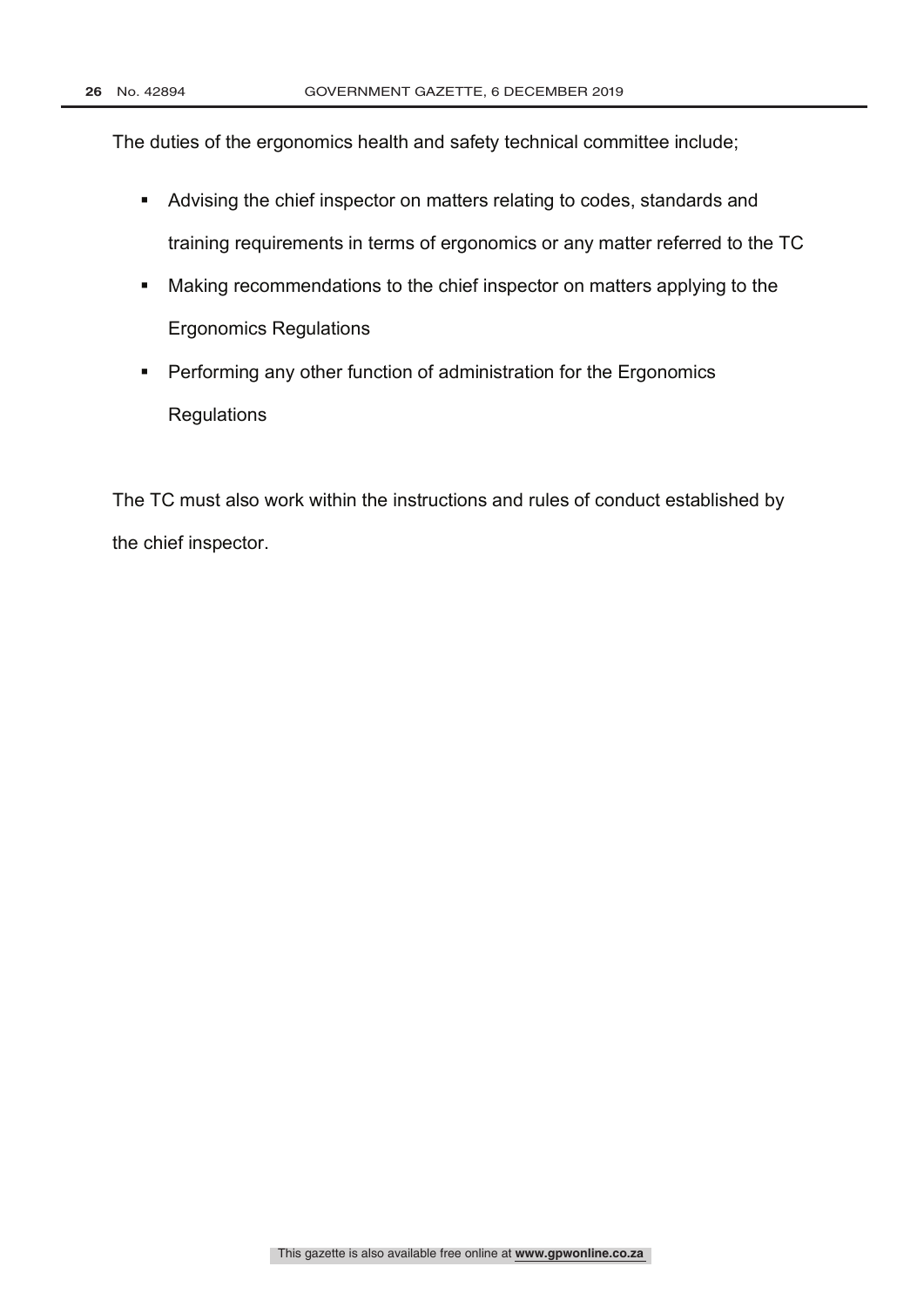The duties of the ergonomics health and safety technical committee include;

- Advising the chief inspector on matters relating to codes, standards and training requirements in terms of ergonomics or any matter referred to the TC
- Making recommendations to the chief inspector on matters applying to the Ergonomics Regulations
- Performing any other function of administration for the Ergonomics Regulations

The TC must also work within the instructions and rules of conduct established by the chief inspector.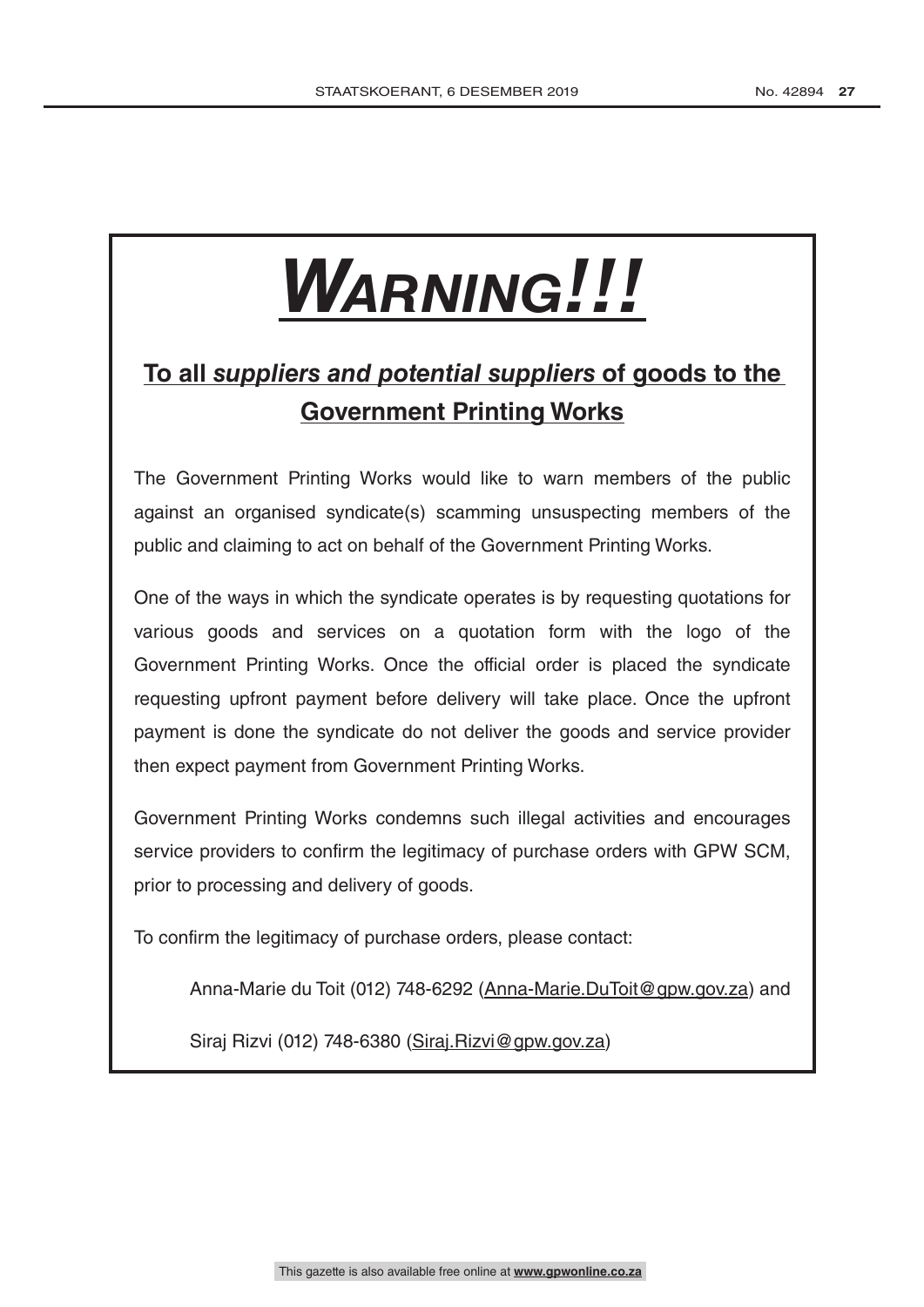# ***WARNING!!!***

## To all *suppliers and potential suppliers* of goods to the Government Printing Works

The Government Printing Works would like to warn members of the public against an organised syndicate(s) scamming unsuspecting members of the public and claiming to act on behalf of the Government Printing Works.

One of the ways in which the syndicate operates is by requesting quotations for various goods and services on a quotation form with the logo of the Government Printing Works. Once the official order is placed the syndicate requesting upfront payment before delivery will take place. Once the upfront payment is done the syndicate do not deliver the goods and service provider then expect payment from Government Printing Works.

Government Printing Works condemns such illegal activities and encourages service providers to confirm the legitimacy of purchase orders with GPW SCM, prior to processing and delivery of goods.

To confirm the legitimacy of purchase orders, please contact:

Anna-Marie du Toit (012) 748-6292 (Anna-Marie.DuToit@gpw.gov.za) and

Siraj Rizvi (012) 748-6380 (Siraj.Rizvi@gpw.gov.za)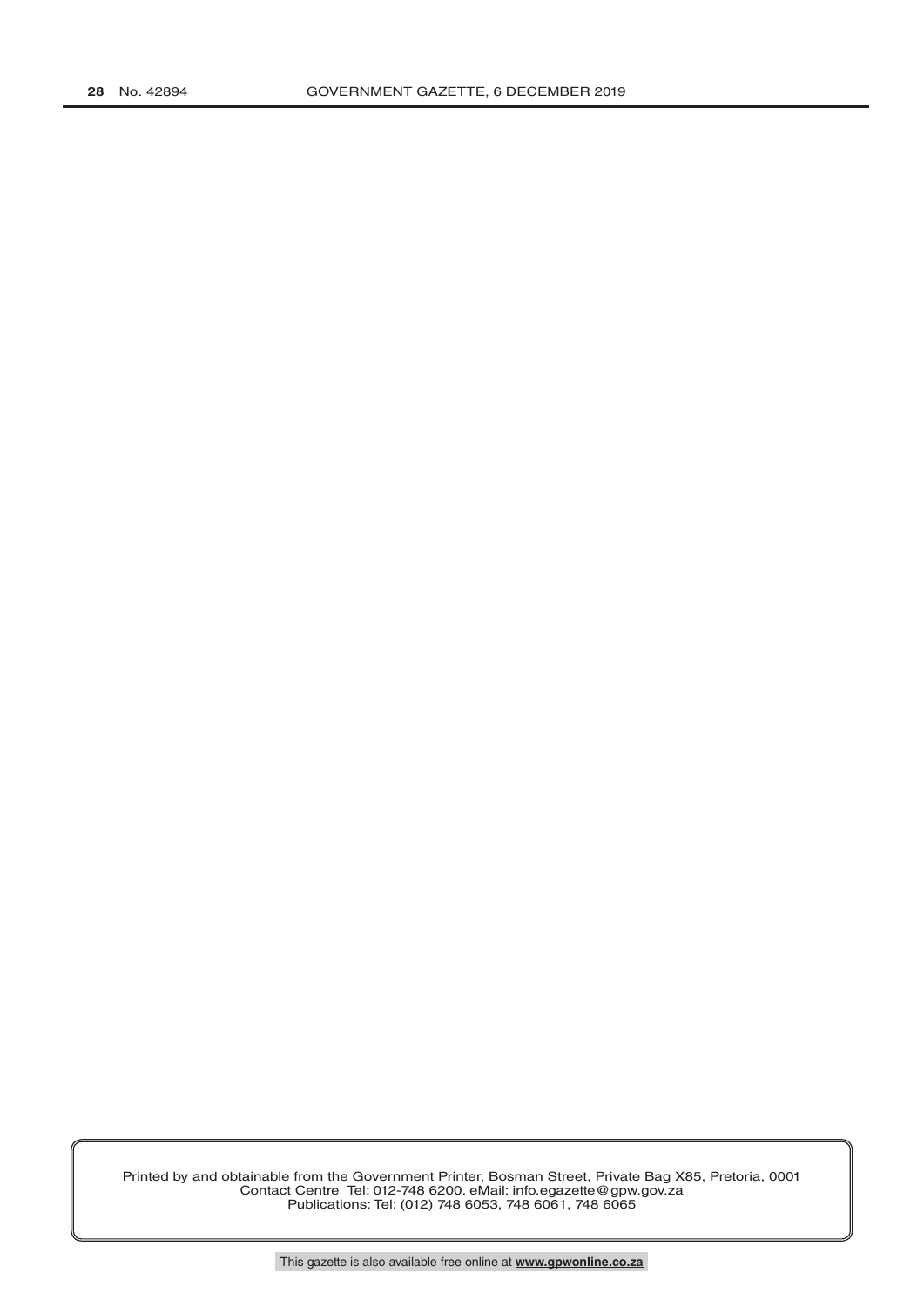Printed by and obtainable from the Government Printer, Bosman Street, Private Bag X85, Pretoria, 0001
Contact Centre Tel: 012-748 6200. eMail: info.egazette@gpw.gov.za
Publications: Tel: (012) 748 6053, 748 6061, 748 6065